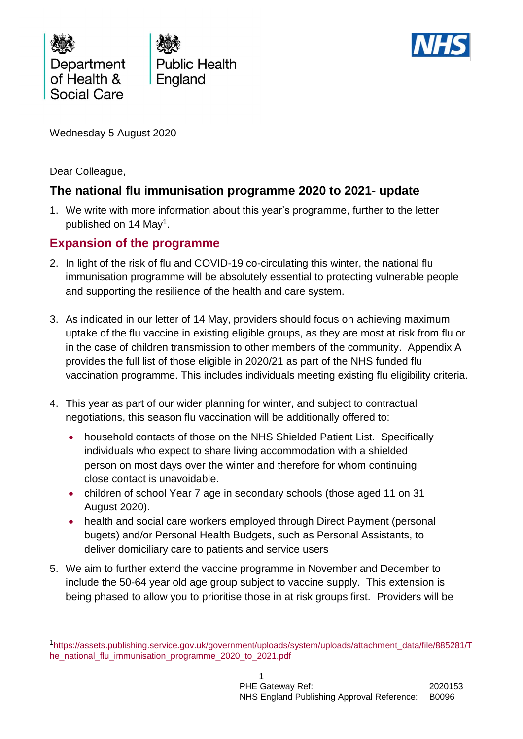Department of Health & Social Care

Public Health England

NHS

Wednesday 5 August 2020

Dear Colleague,

## The national flu immunisation programme 2020 to 2021- update

1. We write with more information about this year's programme, further to the letter published on 14 May[1].

## Expansion of the programme

2. In light of the risk of flu and COVID-19 co-circulating this winter, the national flu immunisation programme will be absolutely essential to protecting vulnerable people and supporting the resilience of the health and care system.

3. As indicated in our letter of 14 May, providers should focus on achieving maximum uptake of the flu vaccine in existing eligible groups, as they are most at risk from flu or in the case of children transmission to other members of the community. Appendix A provides the full list of those eligible in 2020/21 as part of the NHS funded flu vaccination programme. This includes individuals meeting existing flu eligibility criteria.

4. This year as part of our wider planning for winter, and subject to contractual negotiations, this season flu vaccination will be additionally offered to:
   - household contacts of those on the NHS Shielded Patient List. Specifically individuals who expect to share living accommodation with a shielded person on most days over the winter and therefore for whom continuing close contact is unavoidable.
   - children of school Year 7 age in secondary schools (those aged 11 on 31 August 2020).
   - health and social care workers employed through Direct Payment (personal bugets) and/or Personal Health Budgets, such as Personal Assistants, to deliver domiciliary care to patients and service users

5. We aim to further extend the vaccine programme in November and December to include the 50-64 year old age group subject to vaccine supply. This extension is being phased to allow you to prioritise those in at risk groups first. Providers will be

---

[1] https://assets.publishing.service.gov.uk/government/uploads/system/uploads/attachment_data/file/885281/The_national_flu_immunisation_programme_2020_to_2021.pdf

PHE Gateway Ref: 2020153
NHS England Publishing Approval Reference: B0096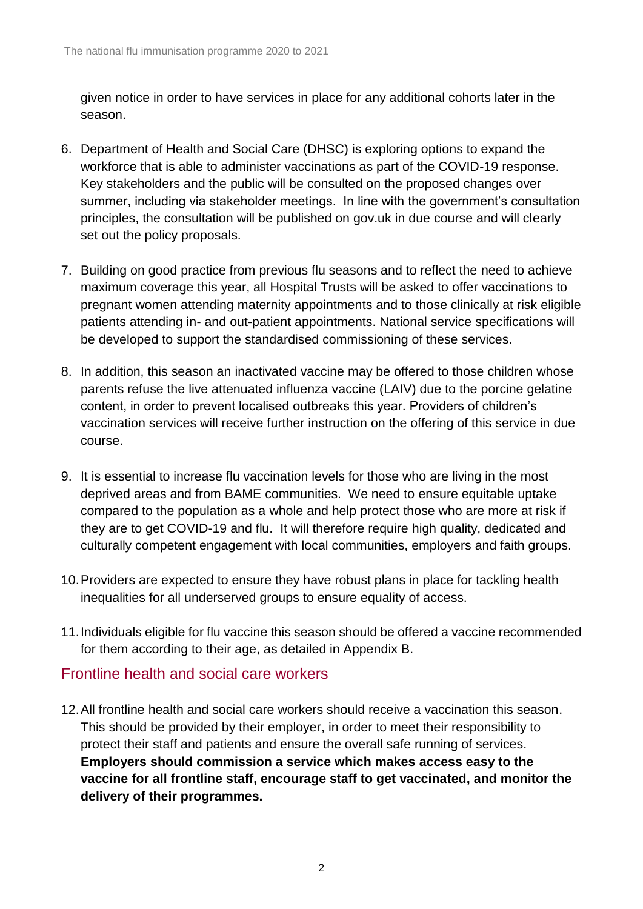given notice in order to have services in place for any additional cohorts later in the season.

6. Department of Health and Social Care (DHSC) is exploring options to expand the workforce that is able to administer vaccinations as part of the COVID-19 response. Key stakeholders and the public will be consulted on the proposed changes over summer, including via stakeholder meetings. In line with the government's consultation principles, the consultation will be published on gov.uk in due course and will clearly set out the policy proposals.

7. Building on good practice from previous flu seasons and to reflect the need to achieve maximum coverage this year, all Hospital Trusts will be asked to offer vaccinations to pregnant women attending maternity appointments and to those clinically at risk eligible patients attending in- and out-patient appointments. National service specifications will be developed to support the standardised commissioning of these services.

8. In addition, this season an inactivated vaccine may be offered to those children whose parents refuse the live attenuated influenza vaccine (LAIV) due to the porcine gelatine content, in order to prevent localised outbreaks this year. Providers of children's vaccination services will receive further instruction on the offering of this service in due course.

9. It is essential to increase flu vaccination levels for those who are living in the most deprived areas and from BAME communities. We need to ensure equitable uptake compared to the population as a whole and help protect those who are more at risk if they are to get COVID-19 and flu. It will therefore require high quality, dedicated and culturally competent engagement with local communities, employers and faith groups.

10. Providers are expected to ensure they have robust plans in place for tackling health inequalities for all underserved groups to ensure equality of access.

11. Individuals eligible for flu vaccine this season should be offered a vaccine recommended for them according to their age, as detailed in Appendix B.

## Frontline health and social care workers

12. All frontline health and social care workers should receive a vaccination this season. This should be provided by their employer, in order to meet their responsibility to protect their staff and patients and ensure the overall safe running of services. **Employers should commission a service which makes access easy to the vaccine for all frontline staff, encourage staff to get vaccinated, and monitor the delivery of their programmes.**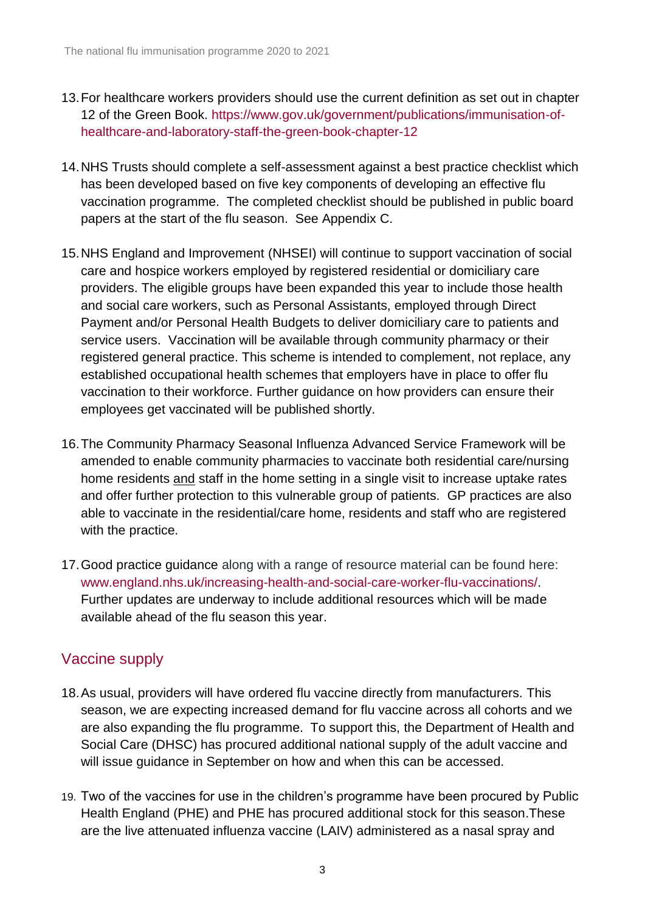13. For healthcare workers providers should use the current definition as set out in chapter 12 of the Green Book. https://www.gov.uk/government/publications/immunisation-of-healthcare-and-laboratory-staff-the-green-book-chapter-12

14. NHS Trusts should complete a self-assessment against a best practice checklist which has been developed based on five key components of developing an effective flu vaccination programme. The completed checklist should be published in public board papers at the start of the flu season. See Appendix C.

15. NHS England and Improvement (NHSEI) will continue to support vaccination of social care and hospice workers employed by registered residential or domiciliary care providers. The eligible groups have been expanded this year to include those health and social care workers, such as Personal Assistants, employed through Direct Payment and/or Personal Health Budgets to deliver domiciliary care to patients and service users. Vaccination will be available through community pharmacy or their registered general practice. This scheme is intended to complement, not replace, any established occupational health schemes that employers have in place to offer flu vaccination to their workforce. Further guidance on how providers can ensure their employees get vaccinated will be published shortly.

16. The Community Pharmacy Seasonal Influenza Advanced Service Framework will be amended to enable community pharmacies to vaccinate both residential care/nursing home residents and staff in the home setting in a single visit to increase uptake rates and offer further protection to this vulnerable group of patients. GP practices are also able to vaccinate in the residential/care home, residents and staff who are registered with the practice.

17. Good practice guidance along with a range of resource material can be found here: www.england.nhs.uk/increasing-health-and-social-care-worker-flu-vaccinations/. Further updates are underway to include additional resources which will be made available ahead of the flu season this year.

## Vaccine supply

18. As usual, providers will have ordered flu vaccine directly from manufacturers. This season, we are expecting increased demand for flu vaccine across all cohorts and we are also expanding the flu programme. To support this, the Department of Health and Social Care (DHSC) has procured additional national supply of the adult vaccine and will issue guidance in September on how and when this can be accessed.

19. Two of the vaccines for use in the children's programme have been procured by Public Health England (PHE) and PHE has procured additional stock for this season.These are the live attenuated influenza vaccine (LAIV) administered as a nasal spray and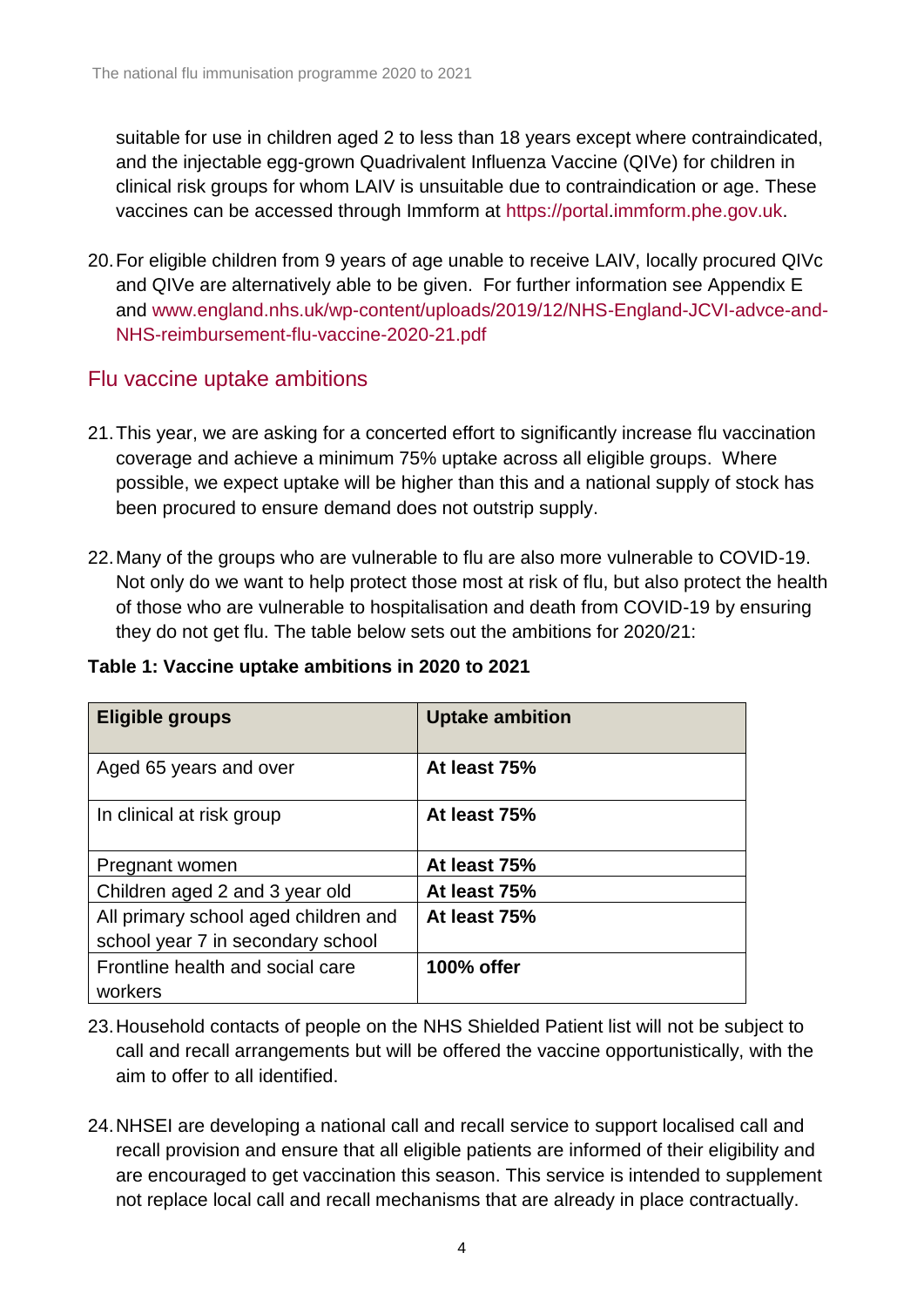suitable for use in children aged 2 to less than 18 years except where contraindicated, and the injectable egg-grown Quadrivalent Influenza Vaccine (QIVe) for children in clinical risk groups for whom LAIV is unsuitable due to contraindication or age. These vaccines can be accessed through Immform at https://portal.immform.phe.gov.uk.

20. For eligible children from 9 years of age unable to receive LAIV, locally procured QIVc and QIVe are alternatively able to be given. For further information see Appendix E and www.england.nhs.uk/wp-content/uploads/2019/12/NHS-England-JCVI-advce-and-NHS-reimbursement-flu-vaccine-2020-21.pdf

## Flu vaccine uptake ambitions

21. This year, we are asking for a concerted effort to significantly increase flu vaccination coverage and achieve a minimum 75% uptake across all eligible groups. Where possible, we expect uptake will be higher than this and a national supply of stock has been procured to ensure demand does not outstrip supply.

22. Many of the groups who are vulnerable to flu are also more vulnerable to COVID-19. Not only do we want to help protect those most at risk of flu, but also protect the health of those who are vulnerable to hospitalisation and death from COVID-19 by ensuring they do not get flu. The table below sets out the ambitions for 2020/21:

**Table 1: Vaccine uptake ambitions in 2020 to 2021**

| Eligible groups | Uptake ambition |
|---|---|
| Aged 65 years and over | **At least 75%** |
| In clinical at risk group | **At least 75%** |
| Pregnant women | **At least 75%** |
| Children aged 2 and 3 year old | **At least 75%** |
| All primary school aged children and school year 7 in secondary school | **At least 75%** |
| Frontline health and social care workers | **100% offer** |

23. Household contacts of people on the NHS Shielded Patient list will not be subject to call and recall arrangements but will be offered the vaccine opportunistically, with the aim to offer to all identified.

24. NHSEI are developing a national call and recall service to support localised call and recall provision and ensure that all eligible patients are informed of their eligibility and are encouraged to get vaccination this season. This service is intended to supplement not replace local call and recall mechanisms that are already in place contractually.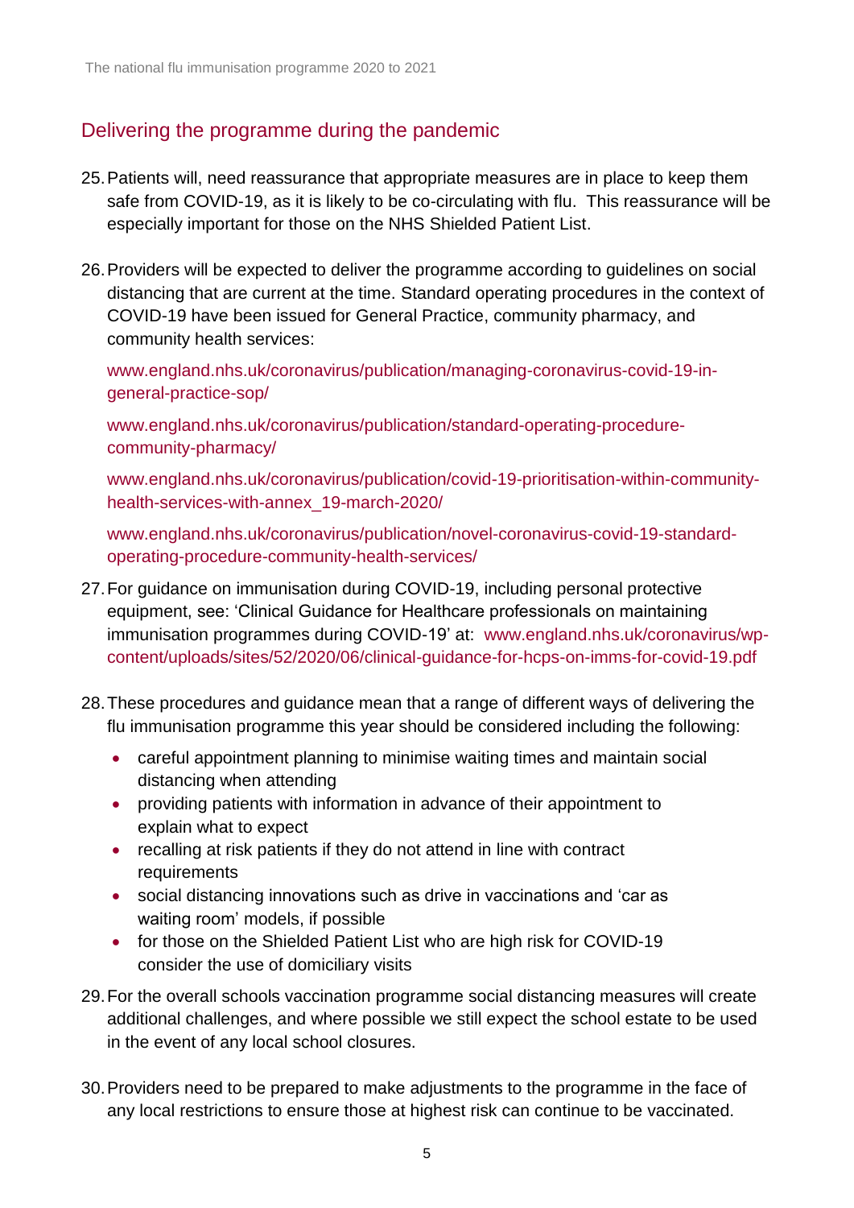## Delivering the programme during the pandemic

25. Patients will, need reassurance that appropriate measures are in place to keep them safe from COVID-19, as it is likely to be co-circulating with flu. This reassurance will be especially important for those on the NHS Shielded Patient List.

26. Providers will be expected to deliver the programme according to guidelines on social distancing that are current at the time. Standard operating procedures in the context of COVID-19 have been issued for General Practice, community pharmacy, and community health services:

    www.england.nhs.uk/coronavirus/publication/managing-coronavirus-covid-19-in-general-practice-sop/

    www.england.nhs.uk/coronavirus/publication/standard-operating-procedure-community-pharmacy/

    www.england.nhs.uk/coronavirus/publication/covid-19-prioritisation-within-community-health-services-with-annex_19-march-2020/

    www.england.nhs.uk/coronavirus/publication/novel-coronavirus-covid-19-standard-operating-procedure-community-health-services/

27. For guidance on immunisation during COVID-19, including personal protective equipment, see: 'Clinical Guidance for Healthcare professionals on maintaining immunisation programmes during COVID-19' at: www.england.nhs.uk/coronavirus/wp-content/uploads/sites/52/2020/06/clinical-guidance-for-hcps-on-imms-for-covid-19.pdf

28. These procedures and guidance mean that a range of different ways of delivering the flu immunisation programme this year should be considered including the following:
    - careful appointment planning to minimise waiting times and maintain social distancing when attending
    - providing patients with information in advance of their appointment to explain what to expect
    - recalling at risk patients if they do not attend in line with contract requirements
    - social distancing innovations such as drive in vaccinations and 'car as waiting room' models, if possible
    - for those on the Shielded Patient List who are high risk for COVID-19 consider the use of domiciliary visits

29. For the overall schools vaccination programme social distancing measures will create additional challenges, and where possible we still expect the school estate to be used in the event of any local school closures.

30. Providers need to be prepared to make adjustments to the programme in the face of any local restrictions to ensure those at highest risk can continue to be vaccinated.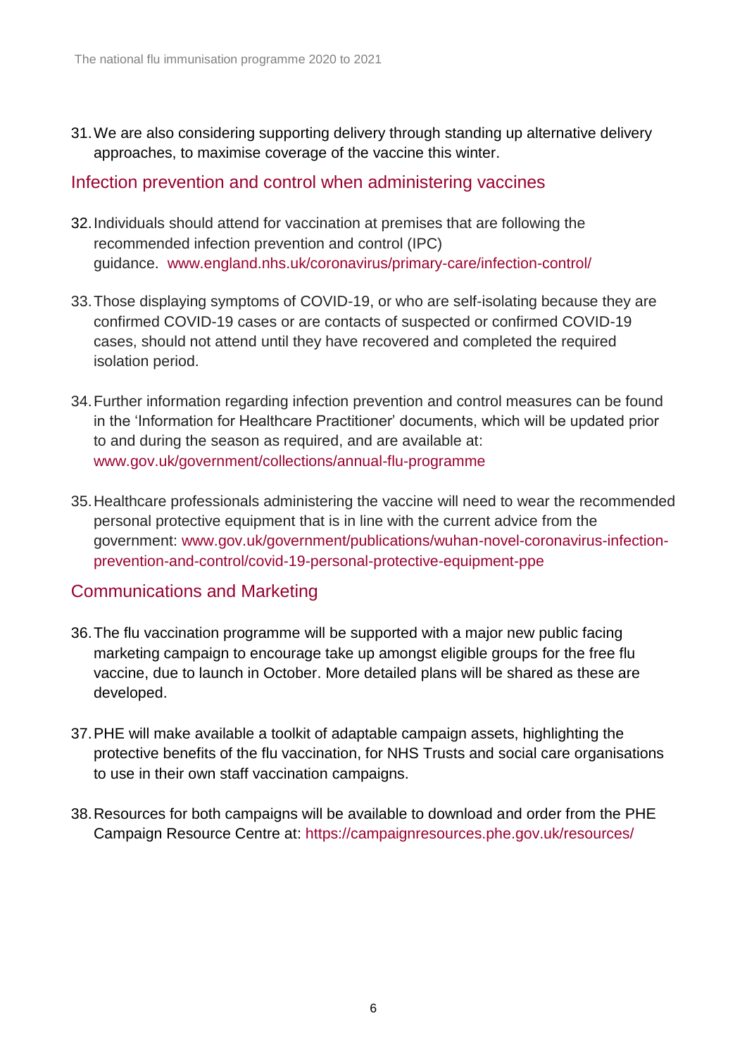31. We are also considering supporting delivery through standing up alternative delivery approaches, to maximise coverage of the vaccine this winter.

## Infection prevention and control when administering vaccines

32. Individuals should attend for vaccination at premises that are following the recommended infection prevention and control (IPC) guidance. www.england.nhs.uk/coronavirus/primary-care/infection-control/

33. Those displaying symptoms of COVID-19, or who are self-isolating because they are confirmed COVID-19 cases or are contacts of suspected or confirmed COVID-19 cases, should not attend until they have recovered and completed the required isolation period.

34. Further information regarding infection prevention and control measures can be found in the 'Information for Healthcare Practitioner' documents, which will be updated prior to and during the season as required, and are available at: www.gov.uk/government/collections/annual-flu-programme

35. Healthcare professionals administering the vaccine will need to wear the recommended personal protective equipment that is in line with the current advice from the government: www.gov.uk/government/publications/wuhan-novel-coronavirus-infection-prevention-and-control/covid-19-personal-protective-equipment-ppe

## Communications and Marketing

36. The flu vaccination programme will be supported with a major new public facing marketing campaign to encourage take up amongst eligible groups for the free flu vaccine, due to launch in October. More detailed plans will be shared as these are developed.

37. PHE will make available a toolkit of adaptable campaign assets, highlighting the protective benefits of the flu vaccination, for NHS Trusts and social care organisations to use in their own staff vaccination campaigns.

38. Resources for both campaigns will be available to download and order from the PHE Campaign Resource Centre at: https://campaignresources.phe.gov.uk/resources/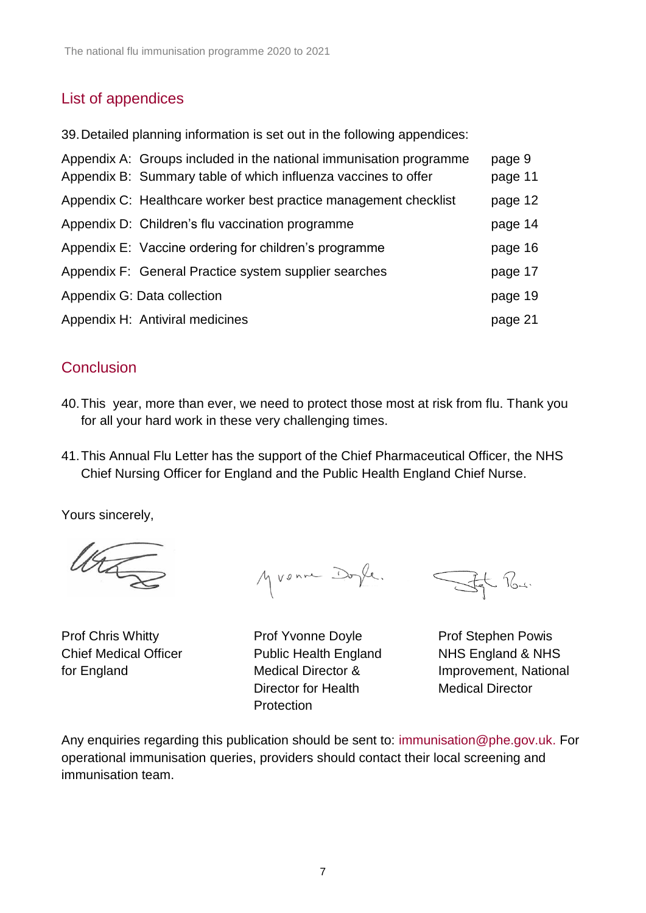## List of appendices

39. Detailed planning information is set out in the following appendices:

| | |
|---|---|
| Appendix A: Groups included in the national immunisation programme | page 9 |
| Appendix B: Summary table of which influenza vaccines to offer | page 11 |
| Appendix C: Healthcare worker best practice management checklist | page 12 |
| Appendix D: Children's flu vaccination programme | page 14 |
| Appendix E: Vaccine ordering for children's programme | page 16 |
| Appendix F: General Practice system supplier searches | page 17 |
| Appendix G: Data collection | page 19 |
| Appendix H: Antiviral medicines | page 21 |

## Conclusion

40. This year, more than ever, we need to protect those most at risk from flu. Thank you for all your hard work in these very challenging times.

41. This Annual Flu Letter has the support of the Chief Pharmaceutical Officer, the NHS Chief Nursing Officer for England and the Public Health England Chief Nurse.

Yours sincerely,

| | | |
|---|---|---|
| Prof Chris Whitty<br>Chief Medical Officer for England | Prof Yvonne Doyle<br>Public Health England Medical Director & Director for Health Protection | Prof Stephen Powis<br>NHS England & NHS Improvement, National Medical Director |

Any enquiries regarding this publication should be sent to: immunisation@phe.gov.uk. For operational immunisation queries, providers should contact their local screening and immunisation team.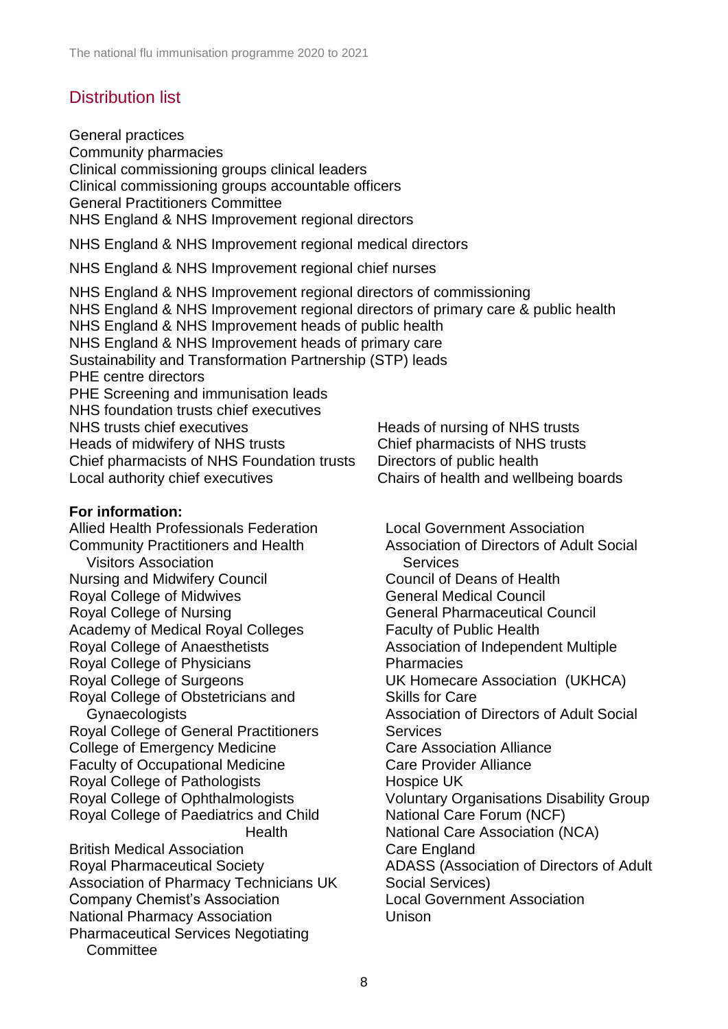## Distribution list

General practices
Community pharmacies
Clinical commissioning groups clinical leaders
Clinical commissioning groups accountable officers
General Practitioners Committee
NHS England & NHS Improvement regional directors

NHS England & NHS Improvement regional medical directors

NHS England & NHS Improvement regional chief nurses

NHS England & NHS Improvement regional directors of commissioning
NHS England & NHS Improvement regional directors of primary care & public health
NHS England & NHS Improvement heads of public health
NHS England & NHS Improvement heads of primary care
Sustainability and Transformation Partnership (STP) leads
PHE centre directors
PHE Screening and immunisation leads
NHS foundation trusts chief executives
NHS trusts chief executives
Heads of midwifery of NHS trusts
Chief pharmacists of NHS Foundation trusts
Local authority chief executives
Heads of nursing of NHS trusts
Chief pharmacists of NHS trusts
Directors of public health
Chairs of health and wellbeing boards

**For information:**

Allied Health Professionals Federation
Community Practitioners and Health Visitors Association
Nursing and Midwifery Council
Royal College of Midwives
Royal College of Nursing
Academy of Medical Royal Colleges
Royal College of Anaesthetists
Royal College of Physicians
Royal College of Surgeons
Royal College of Obstetricians and Gynaecologists
Royal College of General Practitioners
College of Emergency Medicine
Faculty of Occupational Medicine
Royal College of Pathologists
Royal College of Ophthalmologists
Royal College of Paediatrics and Child Health
British Medical Association
Royal Pharmaceutical Society
Association of Pharmacy Technicians UK
Company Chemist's Association
National Pharmacy Association
Pharmaceutical Services Negotiating Committee
Local Government Association
Association of Directors of Adult Social Services
Council of Deans of Health
General Medical Council
General Pharmaceutical Council
Faculty of Public Health
Association of Independent Multiple Pharmacies
UK Homecare Association (UKHCA)
Skills for Care
Association of Directors of Adult Social Services
Care Association Alliance
Care Provider Alliance
Hospice UK
Voluntary Organisations Disability Group
National Care Forum (NCF)
National Care Association (NCA)
Care England
ADASS (Association of Directors of Adult Social Services)
Local Government Association
Unison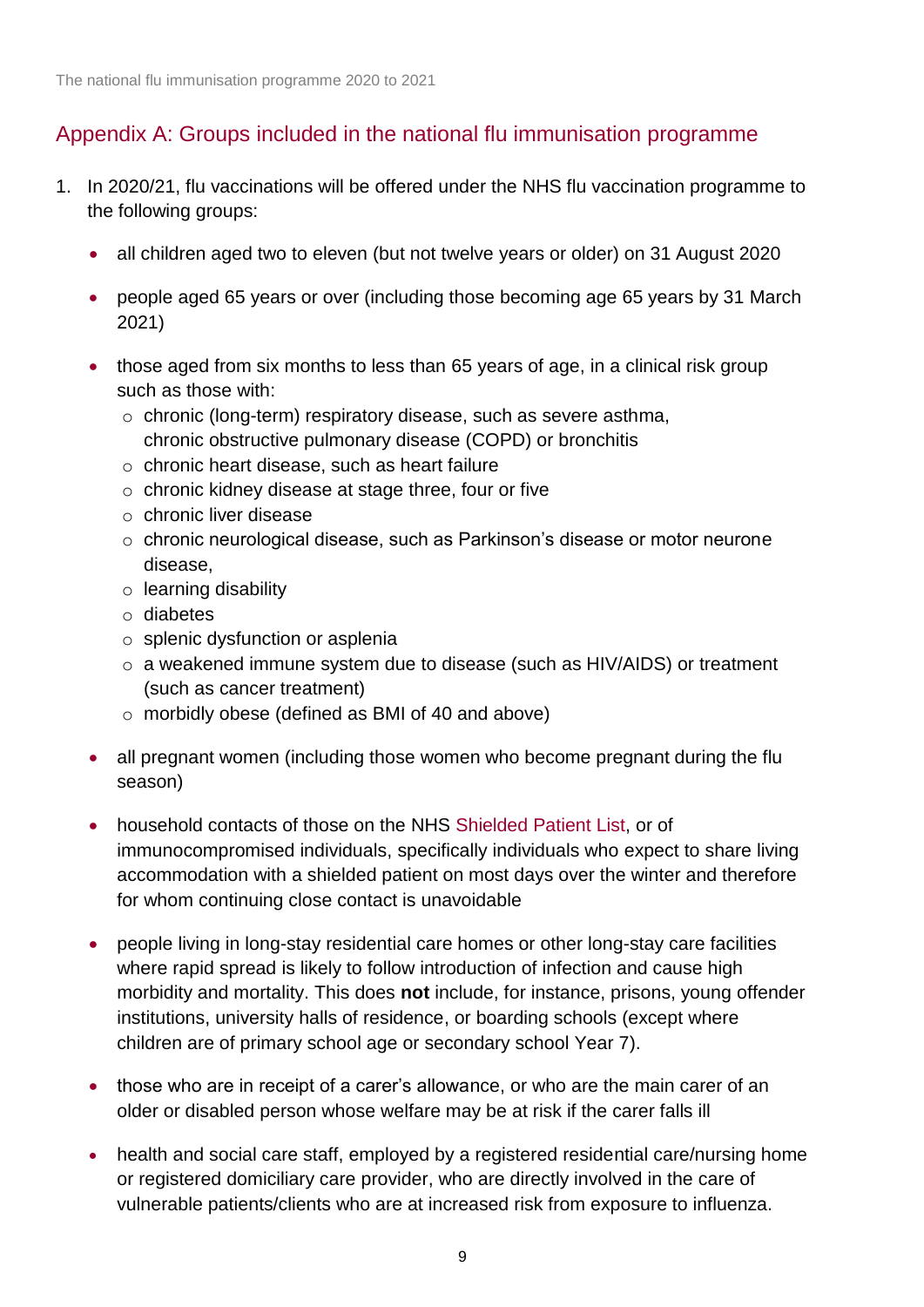## Appendix A: Groups included in the national flu immunisation programme

1. In 2020/21, flu vaccinations will be offered under the NHS flu vaccination programme to the following groups:

   - all children aged two to eleven (but not twelve years or older) on 31 August 2020
   - people aged 65 years or over (including those becoming age 65 years by 31 March 2021)
   - those aged from six months to less than 65 years of age, in a clinical risk group such as those with:
     - chronic (long-term) respiratory disease, such as severe asthma, chronic obstructive pulmonary disease (COPD) or bronchitis
     - chronic heart disease, such as heart failure
     - chronic kidney disease at stage three, four or five
     - chronic liver disease
     - chronic neurological disease, such as Parkinson's disease or motor neurone disease,
     - learning disability
     - diabetes
     - splenic dysfunction or asplenia
     - a weakened immune system due to disease (such as HIV/AIDS) or treatment (such as cancer treatment)
     - morbidly obese (defined as BMI of 40 and above)
   - all pregnant women (including those women who become pregnant during the flu season)
   - household contacts of those on the NHS Shielded Patient List, or of immunocompromised individuals, specifically individuals who expect to share living accommodation with a shielded patient on most days over the winter and therefore for whom continuing close contact is unavoidable
   - people living in long-stay residential care homes or other long-stay care facilities where rapid spread is likely to follow introduction of infection and cause high morbidity and mortality. This does **not** include, for instance, prisons, young offender institutions, university halls of residence, or boarding schools (except where children are of primary school age or secondary school Year 7).
   - those who are in receipt of a carer's allowance, or who are the main carer of an older or disabled person whose welfare may be at risk if the carer falls ill
   - health and social care staff, employed by a registered residential care/nursing home or registered domiciliary care provider, who are directly involved in the care of vulnerable patients/clients who are at increased risk from exposure to influenza.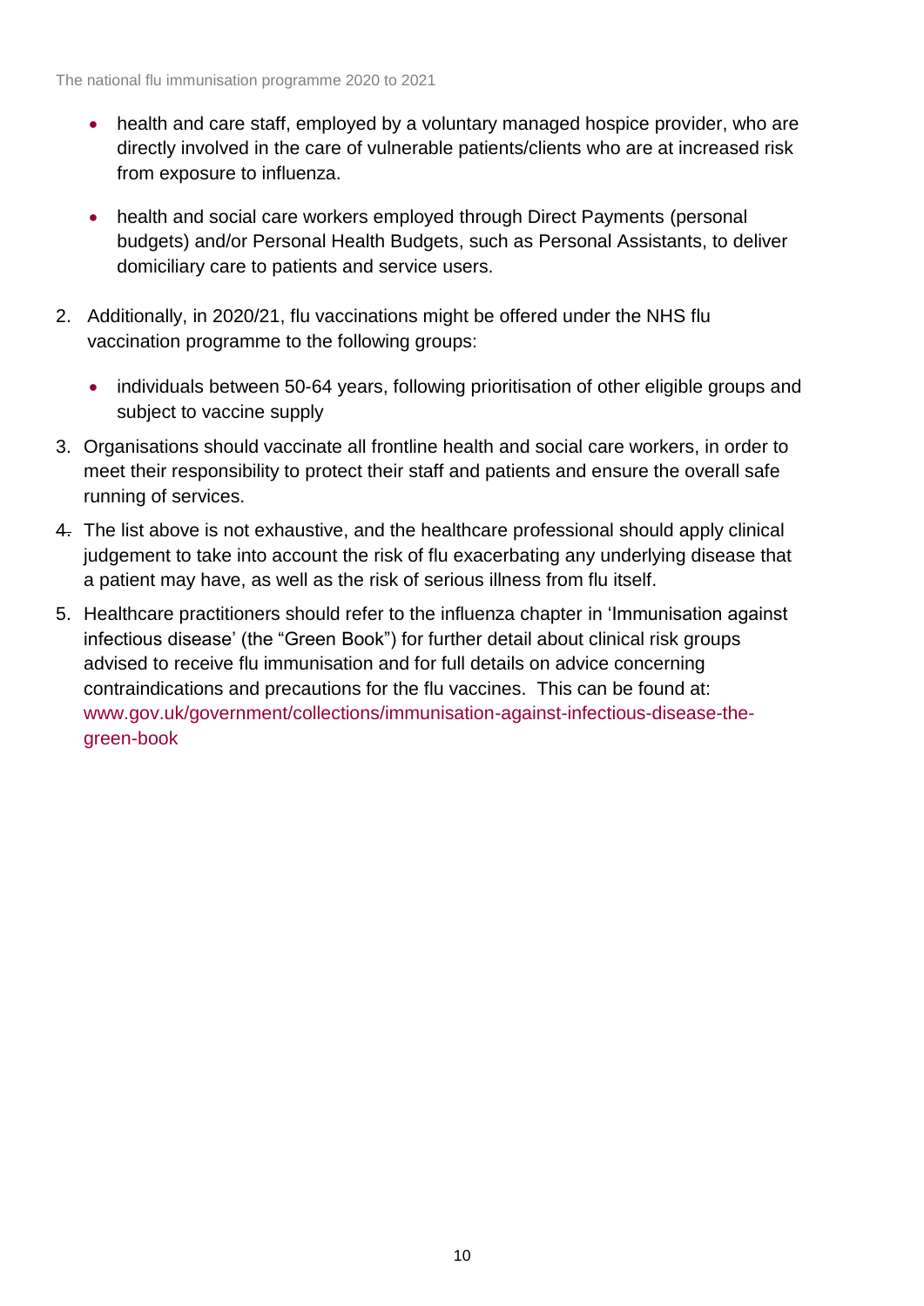- health and care staff, employed by a voluntary managed hospice provider, who are directly involved in the care of vulnerable patients/clients who are at increased risk from exposure to influenza.
- health and social care workers employed through Direct Payments (personal budgets) and/or Personal Health Budgets, such as Personal Assistants, to deliver domiciliary care to patients and service users.

2. Additionally, in 2020/21, flu vaccinations might be offered under the NHS flu vaccination programme to the following groups:

   - individuals between 50-64 years, following prioritisation of other eligible groups and subject to vaccine supply

3. Organisations should vaccinate all frontline health and social care workers, in order to meet their responsibility to protect their staff and patients and ensure the overall safe running of services.
4. The list above is not exhaustive, and the healthcare professional should apply clinical judgement to take into account the risk of flu exacerbating any underlying disease that a patient may have, as well as the risk of serious illness from flu itself.
5. Healthcare practitioners should refer to the influenza chapter in 'Immunisation against infectious disease' (the "Green Book") for further detail about clinical risk groups advised to receive flu immunisation and for full details on advice concerning contraindications and precautions for the flu vaccines. This can be found at: www.gov.uk/government/collections/immunisation-against-infectious-disease-the-green-book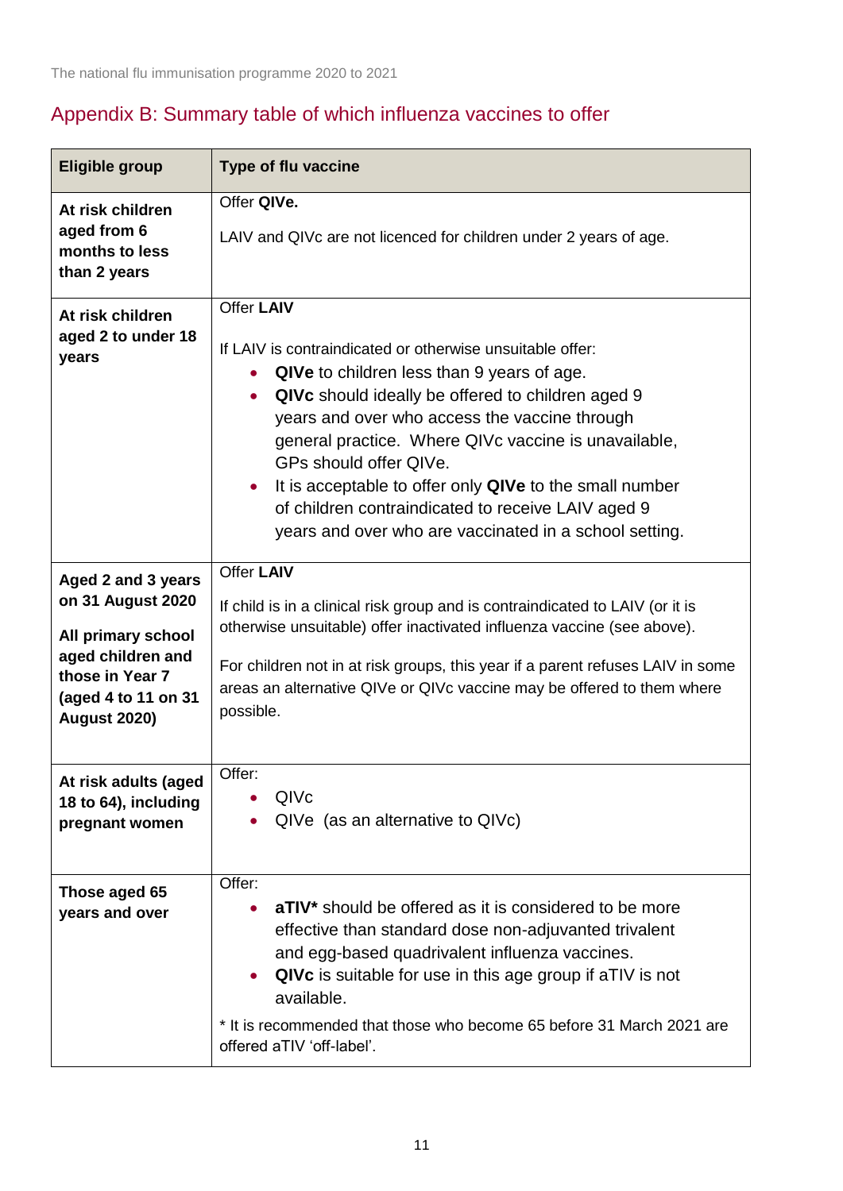## Appendix B: Summary table of which influenza vaccines to offer

| Eligible group | Type of flu vaccine |
|---|---|
| **At risk children aged from 6 months to less than 2 years** | Offer **QIVe.**<br><br>LAIV and QIVc are not licenced for children under 2 years of age. |
| **At risk children aged 2 to under 18 years** | Offer **LAIV**<br><br>If LAIV is contraindicated or otherwise unsuitable offer:<br>• **QIVe** to children less than 9 years of age.<br>• **QIVc** should ideally be offered to children aged 9 years and over who access the vaccine through general practice. Where QIVc vaccine is unavailable, GPs should offer QIVe.<br>• It is acceptable to offer only **QIVe** to the small number of children contraindicated to receive LAIV aged 9 years and over who are vaccinated in a school setting. |
| **Aged 2 and 3 years on 31 August 2020**<br><br>**All primary school aged children and those in Year 7 (aged 4 to 11 on 31 August 2020)** | Offer **LAIV**<br><br>If child is in a clinical risk group and is contraindicated to LAIV (or it is otherwise unsuitable) offer inactivated influenza vaccine (see above).<br><br>For children not in at risk groups, this year if a parent refuses LAIV in some areas an alternative QIVe or QIVc vaccine may be offered to them where possible. |
| **At risk adults (aged 18 to 64), including pregnant women** | Offer:<br>• QIVc<br>• QIVe (as an alternative to QIVc) |
| **Those aged 65 years and over** | Offer:<br>• **aTIV*** should be offered as it is considered to be more effective than standard dose non-adjuvanted trivalent and egg-based quadrivalent influenza vaccines.<br>• **QIVc** is suitable for use in this age group if aTIV is not available.<br><br>* It is recommended that those who become 65 before 31 March 2021 are offered aTIV 'off-label'. |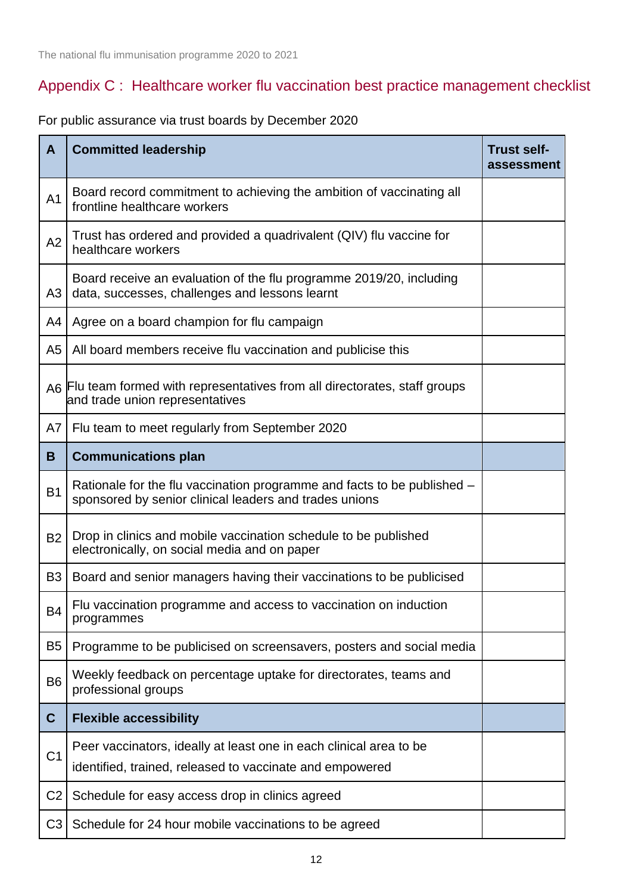## Appendix C : Healthcare worker flu vaccination best practice management checklist

For public assurance via trust boards by December 2020

| A | Committed leadership | Trust self-assessment |
|---|---|---|
| A1 | Board record commitment to achieving the ambition of vaccinating all frontline healthcare workers | |
| A2 | Trust has ordered and provided a quadrivalent (QIV) flu vaccine for healthcare workers | |
| A3 | Board receive an evaluation of the flu programme 2019/20, including data, successes, challenges and lessons learnt | |
| A4 | Agree on a board champion for flu campaign | |
| A5 | All board members receive flu vaccination and publicise this | |
| A6 | Flu team formed with representatives from all directorates, staff groups and trade union representatives | |
| A7 | Flu team to meet regularly from September 2020 | |
| **B** | **Communications plan** | |
| B1 | Rationale for the flu vaccination programme and facts to be published – sponsored by senior clinical leaders and trades unions | |
| B2 | Drop in clinics and mobile vaccination schedule to be published electronically, on social media and on paper | |
| B3 | Board and senior managers having their vaccinations to be publicised | |
| B4 | Flu vaccination programme and access to vaccination on induction programmes | |
| B5 | Programme to be publicised on screensavers, posters and social media | |
| B6 | Weekly feedback on percentage uptake for directorates, teams and professional groups | |
| **C** | **Flexible accessibility** | |
| C1 | Peer vaccinators, ideally at least one in each clinical area to be identified, trained, released to vaccinate and empowered | |
| C2 | Schedule for easy access drop in clinics agreed | |
| C3 | Schedule for 24 hour mobile vaccinations to be agreed | |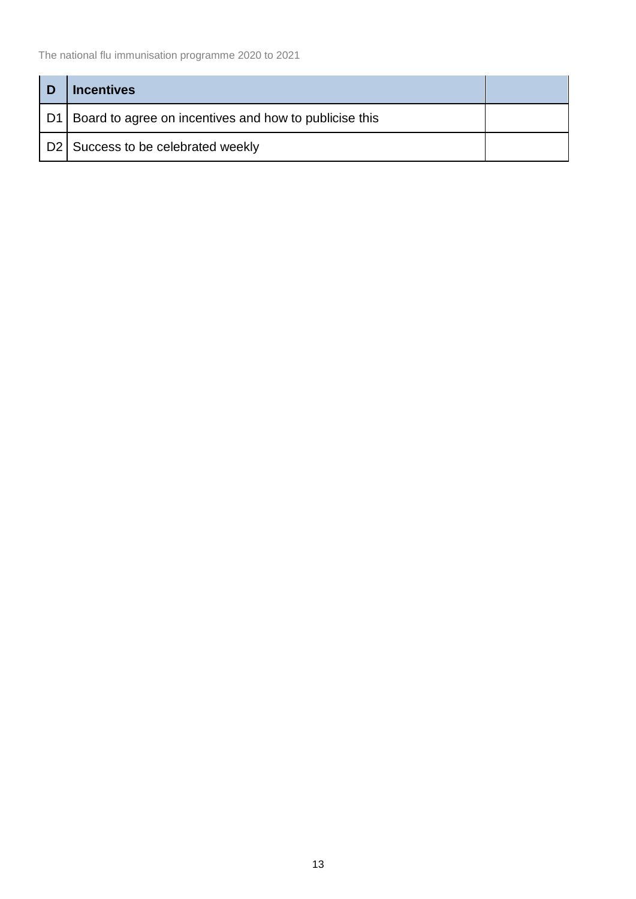| D | **Incentives** | |
|---|---|---|
| D1 | Board to agree on incentives and how to publicise this | |
| D2 | Success to be celebrated weekly | |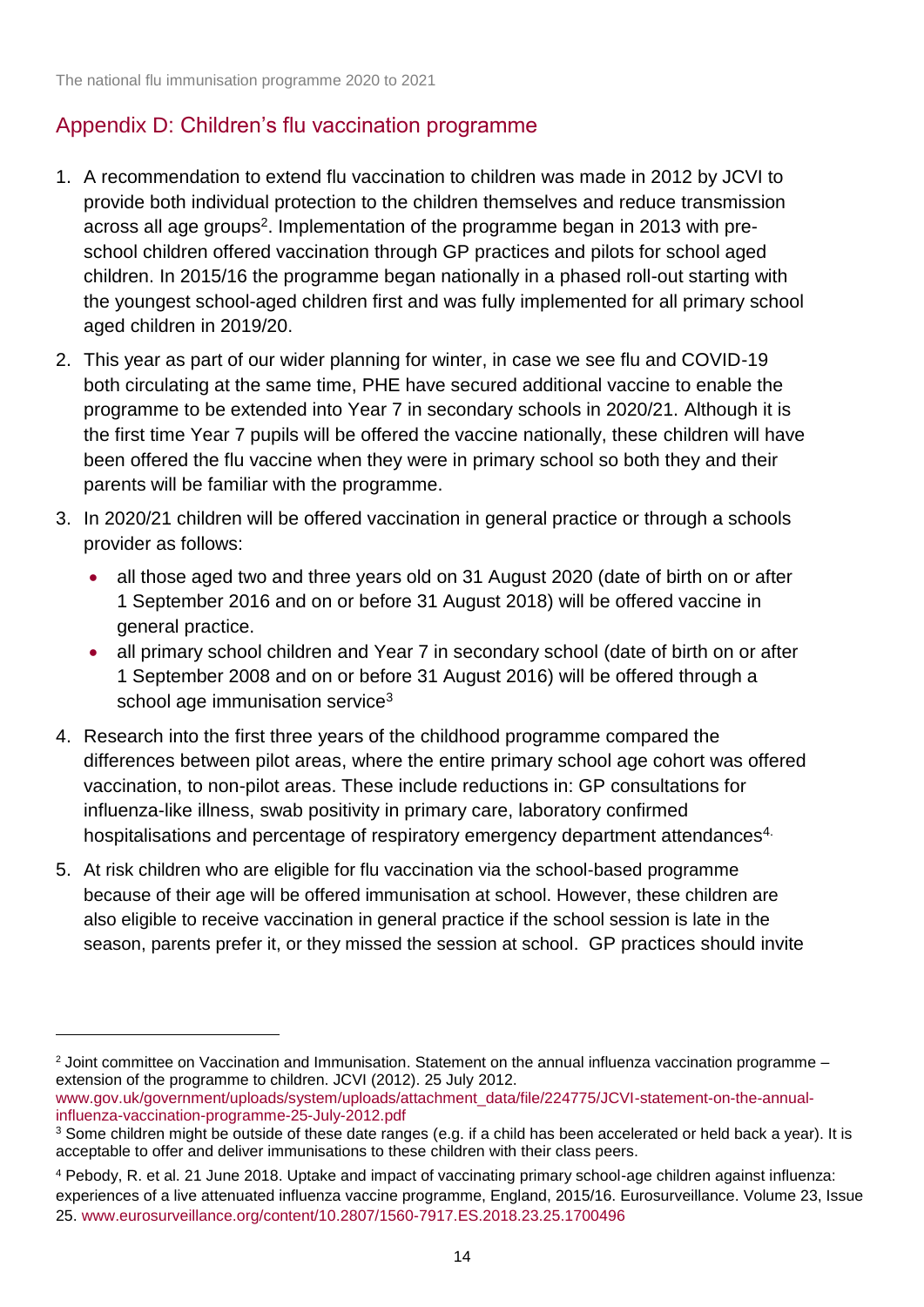## Appendix D: Children's flu vaccination programme

1. A recommendation to extend flu vaccination to children was made in 2012 by JCVI to provide both individual protection to the children themselves and reduce transmission across all age groups[2]. Implementation of the programme began in 2013 with pre-school children offered vaccination through GP practices and pilots for school aged children. In 2015/16 the programme began nationally in a phased roll-out starting with the youngest school-aged children first and was fully implemented for all primary school aged children in 2019/20.
2. This year as part of our wider planning for winter, in case we see flu and COVID-19 both circulating at the same time, PHE have secured additional vaccine to enable the programme to be extended into Year 7 in secondary schools in 2020/21. Although it is the first time Year 7 pupils will be offered the vaccine nationally, these children will have been offered the flu vaccine when they were in primary school so both they and their parents will be familiar with the programme.
3. In 2020/21 children will be offered vaccination in general practice or through a schools provider as follows:
    - all those aged two and three years old on 31 August 2020 (date of birth on or after 1 September 2016 and on or before 31 August 2018) will be offered vaccine in general practice.
    - all primary school children and Year 7 in secondary school (date of birth on or after 1 September 2008 and on or before 31 August 2016) will be offered through a school age immunisation service[3]
4. Research into the first three years of the childhood programme compared the differences between pilot areas, where the entire primary school age cohort was offered vaccination, to non-pilot areas. These include reductions in: GP consultations for influenza-like illness, swab positivity in primary care, laboratory confirmed hospitalisations and percentage of respiratory emergency department attendances[4].
5. At risk children who are eligible for flu vaccination via the school-based programme because of their age will be offered immunisation at school. However, these children are also eligible to receive vaccination in general practice if the school session is late in the season, parents prefer it, or they missed the session at school. GP practices should invite

---

[2] Joint committee on Vaccination and Immunisation. Statement on the annual influenza vaccination programme – extension of the programme to children. JCVI (2012). 25 July 2012. www.gov.uk/government/uploads/system/uploads/attachment_data/file/224775/JCVI-statement-on-the-annual-influenza-vaccination-programme-25-July-2012.pdf

[3] Some children might be outside of these date ranges (e.g. if a child has been accelerated or held back a year). It is acceptable to offer and deliver immunisations to these children with their class peers.

[4] Pebody, R. et al. 21 June 2018. Uptake and impact of vaccinating primary school-age children against influenza: experiences of a live attenuated influenza vaccine programme, England, 2015/16. Eurosurveillance. Volume 23, Issue 25. www.eurosurveillance.org/content/10.2807/1560-7917.ES.2018.23.25.1700496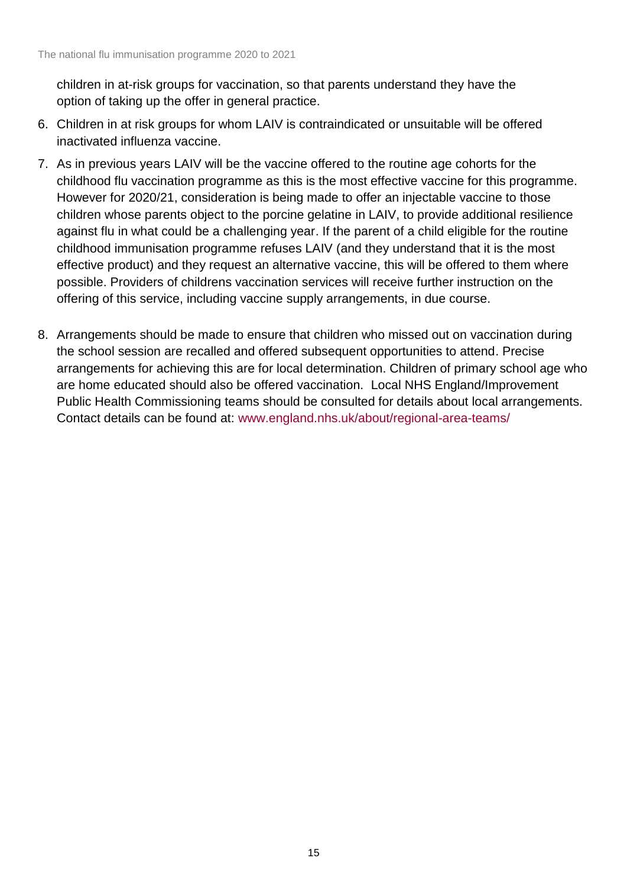children in at-risk groups for vaccination, so that parents understand they have the option of taking up the offer in general practice.

6. Children in at risk groups for whom LAIV is contraindicated or unsuitable will be offered inactivated influenza vaccine.
7. As in previous years LAIV will be the vaccine offered to the routine age cohorts for the childhood flu vaccination programme as this is the most effective vaccine for this programme. However for 2020/21, consideration is being made to offer an injectable vaccine to those children whose parents object to the porcine gelatine in LAIV, to provide additional resilience against flu in what could be a challenging year. If the parent of a child eligible for the routine childhood immunisation programme refuses LAIV (and they understand that it is the most effective product) and they request an alternative vaccine, this will be offered to them where possible. Providers of childrens vaccination services will receive further instruction on the offering of this service, including vaccine supply arrangements, in due course.
8. Arrangements should be made to ensure that children who missed out on vaccination during the school session are recalled and offered subsequent opportunities to attend. Precise arrangements for achieving this are for local determination. Children of primary school age who are home educated should also be offered vaccination. Local NHS England/Improvement Public Health Commissioning teams should be consulted for details about local arrangements. Contact details can be found at: www.england.nhs.uk/about/regional-area-teams/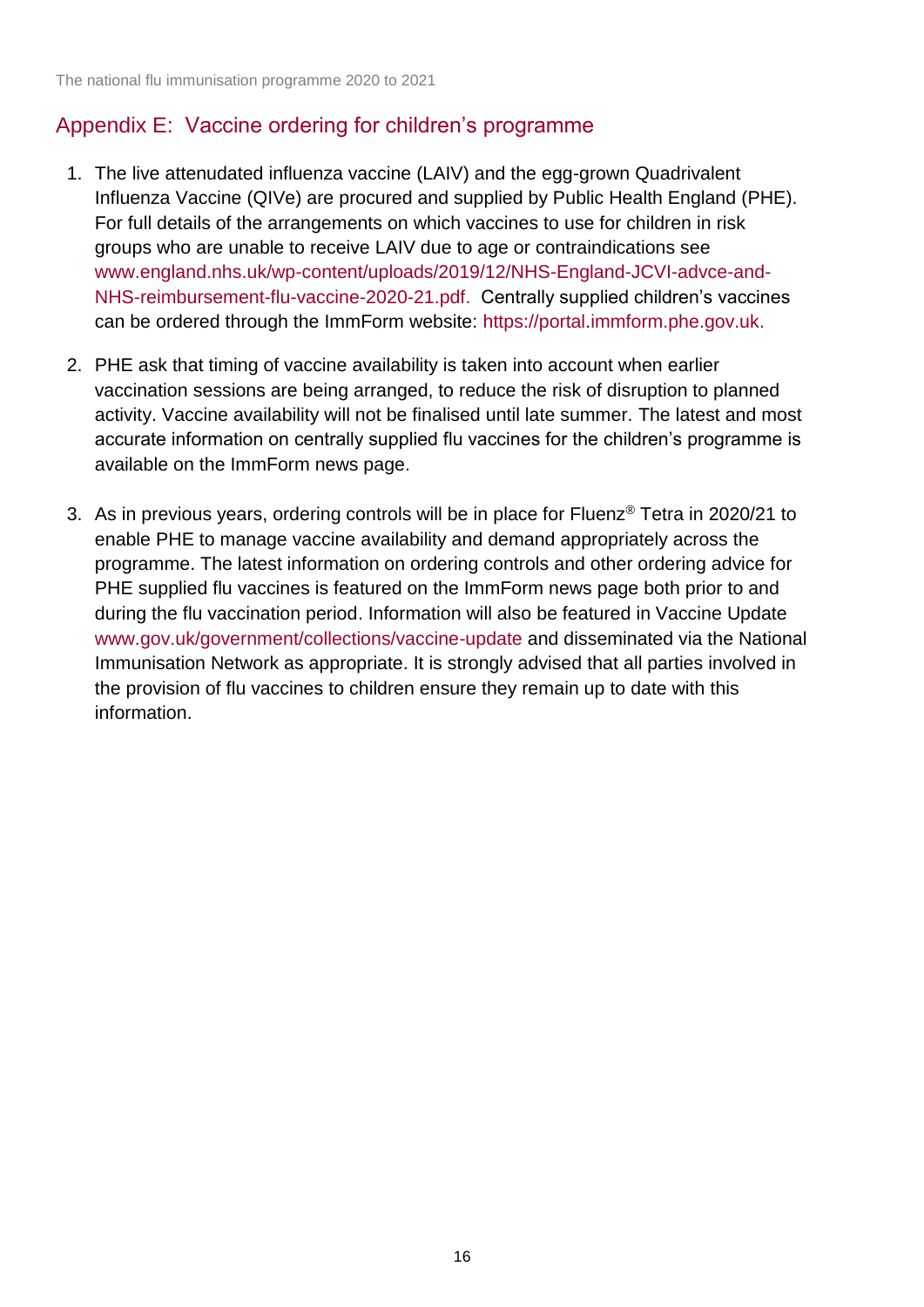## Appendix E: Vaccine ordering for children's programme

1. The live attenuated influenza vaccine (LAIV) and the egg-grown Quadrivalent Influenza Vaccine (QIVe) are procured and supplied by Public Health England (PHE). For full details of the arrangements on which vaccines to use for children in risk groups who are unable to receive LAIV due to age or contraindications see www.england.nhs.uk/wp-content/uploads/2019/12/NHS-England-JCVI-advce-and-NHS-reimbursement-flu-vaccine-2020-21.pdf. Centrally supplied children's vaccines can be ordered through the ImmForm website: https://portal.immform.phe.gov.uk.

2. PHE ask that timing of vaccine availability is taken into account when earlier vaccination sessions are being arranged, to reduce the risk of disruption to planned activity. Vaccine availability will not be finalised until late summer. The latest and most accurate information on centrally supplied flu vaccines for the children's programme is available on the ImmForm news page.

3. As in previous years, ordering controls will be in place for Fluenz® Tetra in 2020/21 to enable PHE to manage vaccine availability and demand appropriately across the programme. The latest information on ordering controls and other ordering advice for PHE supplied flu vaccines is featured on the ImmForm news page both prior to and during the flu vaccination period. Information will also be featured in Vaccine Update www.gov.uk/government/collections/vaccine-update and disseminated via the National Immunisation Network as appropriate. It is strongly advised that all parties involved in the provision of flu vaccines to children ensure they remain up to date with this information.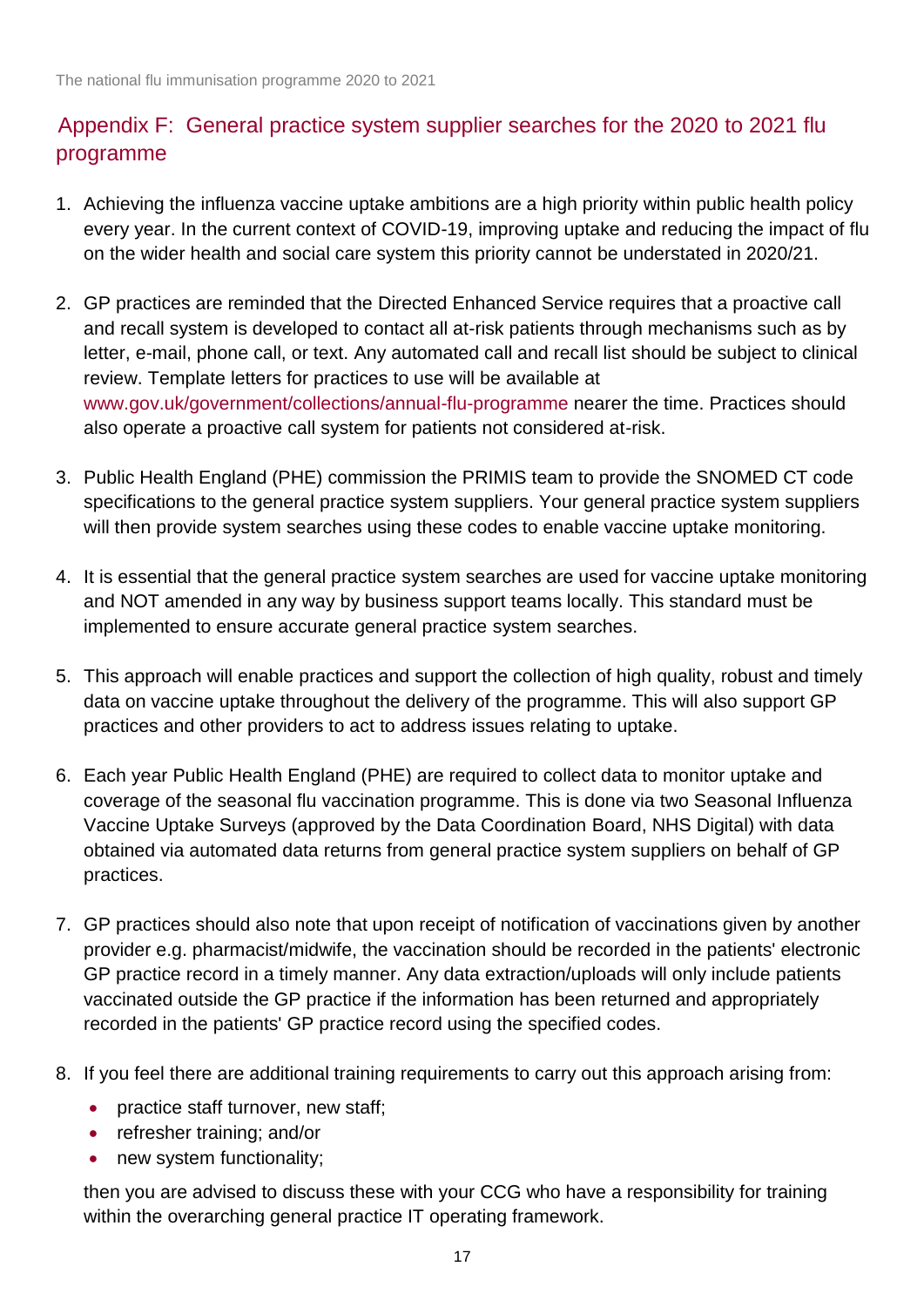## Appendix F: General practice system supplier searches for the 2020 to 2021 flu programme

1. Achieving the influenza vaccine uptake ambitions are a high priority within public health policy every year. In the current context of COVID-19, improving uptake and reducing the impact of flu on the wider health and social care system this priority cannot be understated in 2020/21.

2. GP practices are reminded that the Directed Enhanced Service requires that a proactive call and recall system is developed to contact all at-risk patients through mechanisms such as by letter, e-mail, phone call, or text. Any automated call and recall list should be subject to clinical review. Template letters for practices to use will be available at www.gov.uk/government/collections/annual-flu-programme nearer the time. Practices should also operate a proactive call system for patients not considered at-risk.

3. Public Health England (PHE) commission the PRIMIS team to provide the SNOMED CT code specifications to the general practice system suppliers. Your general practice system suppliers will then provide system searches using these codes to enable vaccine uptake monitoring.

4. It is essential that the general practice system searches are used for vaccine uptake monitoring and NOT amended in any way by business support teams locally. This standard must be implemented to ensure accurate general practice system searches.

5. This approach will enable practices and support the collection of high quality, robust and timely data on vaccine uptake throughout the delivery of the programme. This will also support GP practices and other providers to act to address issues relating to uptake.

6. Each year Public Health England (PHE) are required to collect data to monitor uptake and coverage of the seasonal flu vaccination programme. This is done via two Seasonal Influenza Vaccine Uptake Surveys (approved by the Data Coordination Board, NHS Digital) with data obtained via automated data returns from general practice system suppliers on behalf of GP practices.

7. GP practices should also note that upon receipt of notification of vaccinations given by another provider e.g. pharmacist/midwife, the vaccination should be recorded in the patients' electronic GP practice record in a timely manner. Any data extraction/uploads will only include patients vaccinated outside the GP practice if the information has been returned and appropriately recorded in the patients' GP practice record using the specified codes.

8. If you feel there are additional training requirements to carry out this approach arising from:
   - practice staff turnover, new staff;
   - refresher training; and/or
   - new system functionality;

   then you are advised to discuss these with your CCG who have a responsibility for training within the overarching general practice IT operating framework.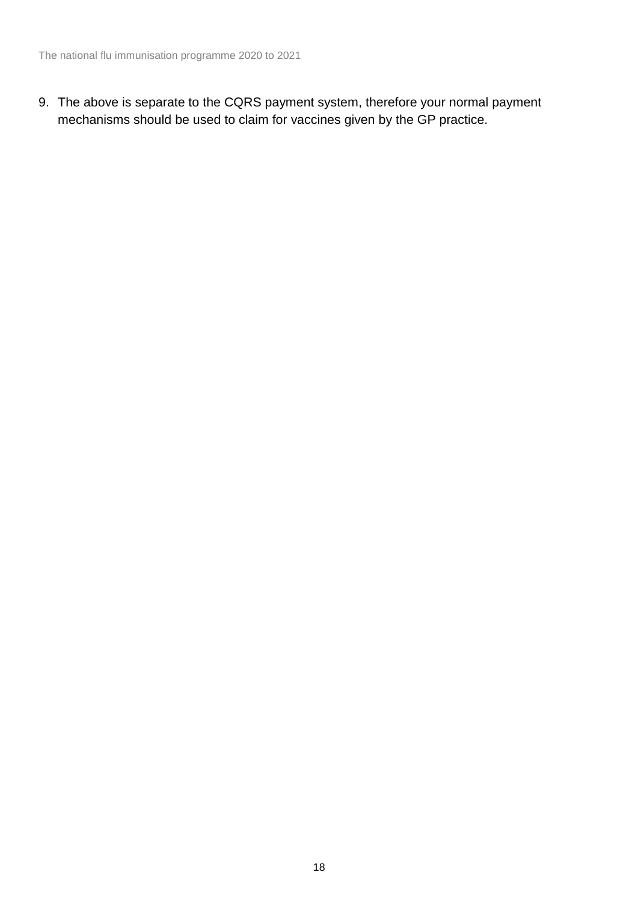9. The above is separate to the CQRS payment system, therefore your normal payment mechanisms should be used to claim for vaccines given by the GP practice.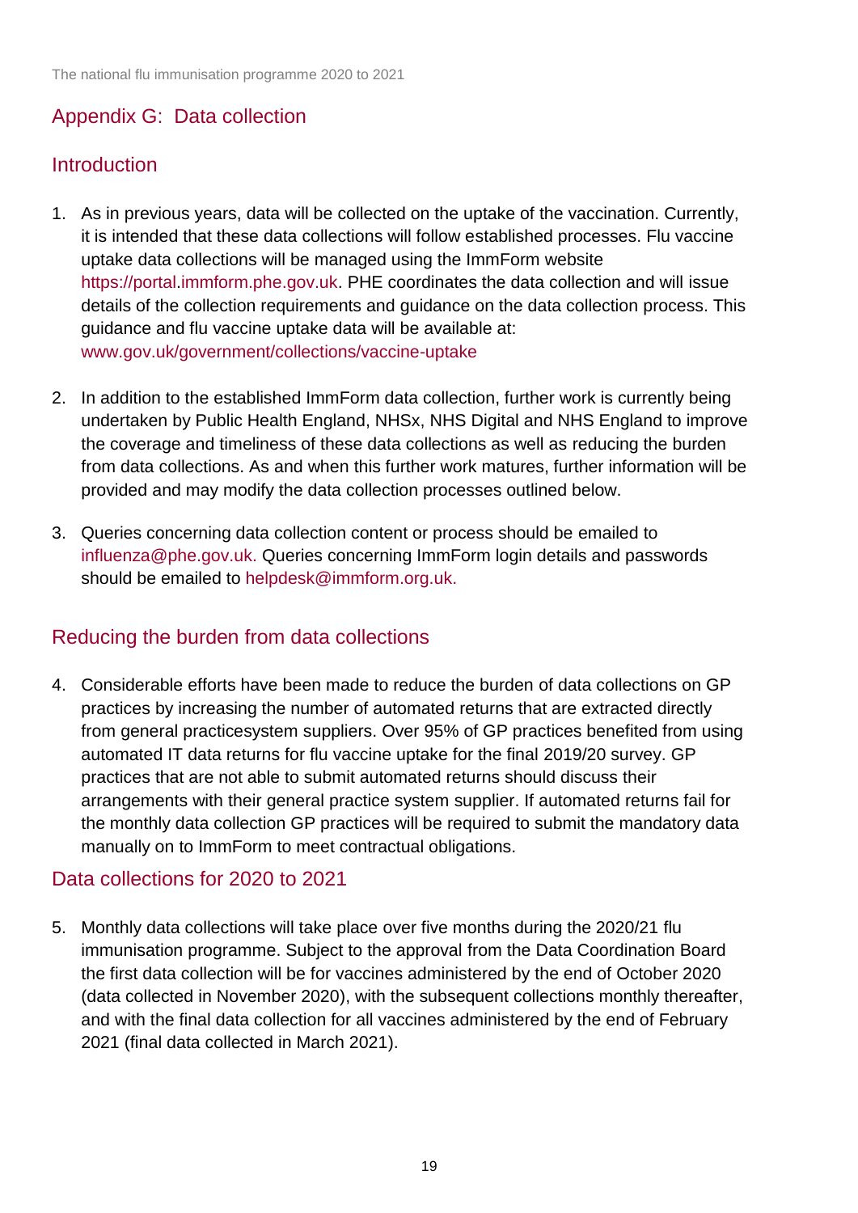## Appendix G: Data collection

### Introduction

1. As in previous years, data will be collected on the uptake of the vaccination. Currently, it is intended that these data collections will follow established processes. Flu vaccine uptake data collections will be managed using the ImmForm website https://portal.immform.phe.gov.uk. PHE coordinates the data collection and will issue details of the collection requirements and guidance on the data collection process. This guidance and flu vaccine uptake data will be available at: www.gov.uk/government/collections/vaccine-uptake

2. In addition to the established ImmForm data collection, further work is currently being undertaken by Public Health England, NHSx, NHS Digital and NHS England to improve the coverage and timeliness of these data collections as well as reducing the burden from data collections. As and when this further work matures, further information will be provided and may modify the data collection processes outlined below.

3. Queries concerning data collection content or process should be emailed to influenza@phe.gov.uk. Queries concerning ImmForm login details and passwords should be emailed to helpdesk@immform.org.uk.

### Reducing the burden from data collections

4. Considerable efforts have been made to reduce the burden of data collections on GP practices by increasing the number of automated returns that are extracted directly from general practicesystem suppliers. Over 95% of GP practices benefited from using automated IT data returns for flu vaccine uptake for the final 2019/20 survey. GP practices that are not able to submit automated returns should discuss their arrangements with their general practice system supplier. If automated returns fail for the monthly data collection GP practices will be required to submit the mandatory data manually on to ImmForm to meet contractual obligations.

### Data collections for 2020 to 2021

5. Monthly data collections will take place over five months during the 2020/21 flu immunisation programme. Subject to the approval from the Data Coordination Board the first data collection will be for vaccines administered by the end of October 2020 (data collected in November 2020), with the subsequent collections monthly thereafter, and with the final data collection for all vaccines administered by the end of February 2021 (final data collected in March 2021).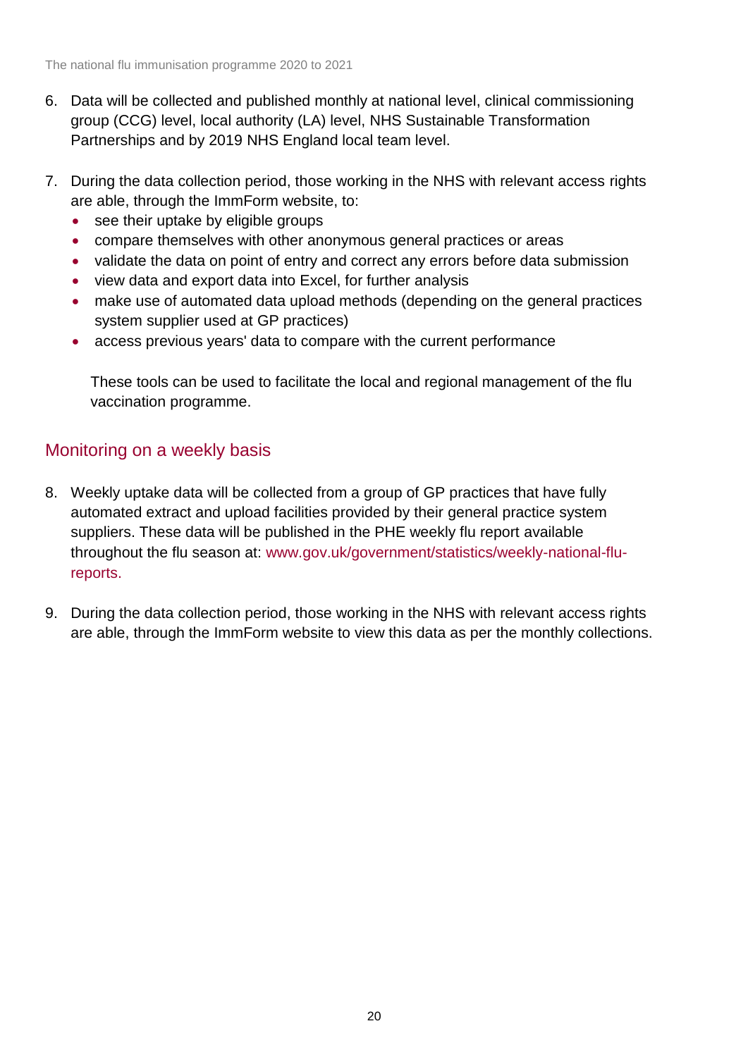6. Data will be collected and published monthly at national level, clinical commissioning group (CCG) level, local authority (LA) level, NHS Sustainable Transformation Partnerships and by 2019 NHS England local team level.

7. During the data collection period, those working in the NHS with relevant access rights are able, through the ImmForm website, to:
   - see their uptake by eligible groups
   - compare themselves with other anonymous general practices or areas
   - validate the data on point of entry and correct any errors before data submission
   - view data and export data into Excel, for further analysis
   - make use of automated data upload methods (depending on the general practices system supplier used at GP practices)
   - access previous years' data to compare with the current performance

   These tools can be used to facilitate the local and regional management of the flu vaccination programme.

## Monitoring on a weekly basis

8. Weekly uptake data will be collected from a group of GP practices that have fully automated extract and upload facilities provided by their general practice system suppliers. These data will be published in the PHE weekly flu report available throughout the flu season at: www.gov.uk/government/statistics/weekly-national-flu-reports.

9. During the data collection period, those working in the NHS with relevant access rights are able, through the ImmForm website to view this data as per the monthly collections.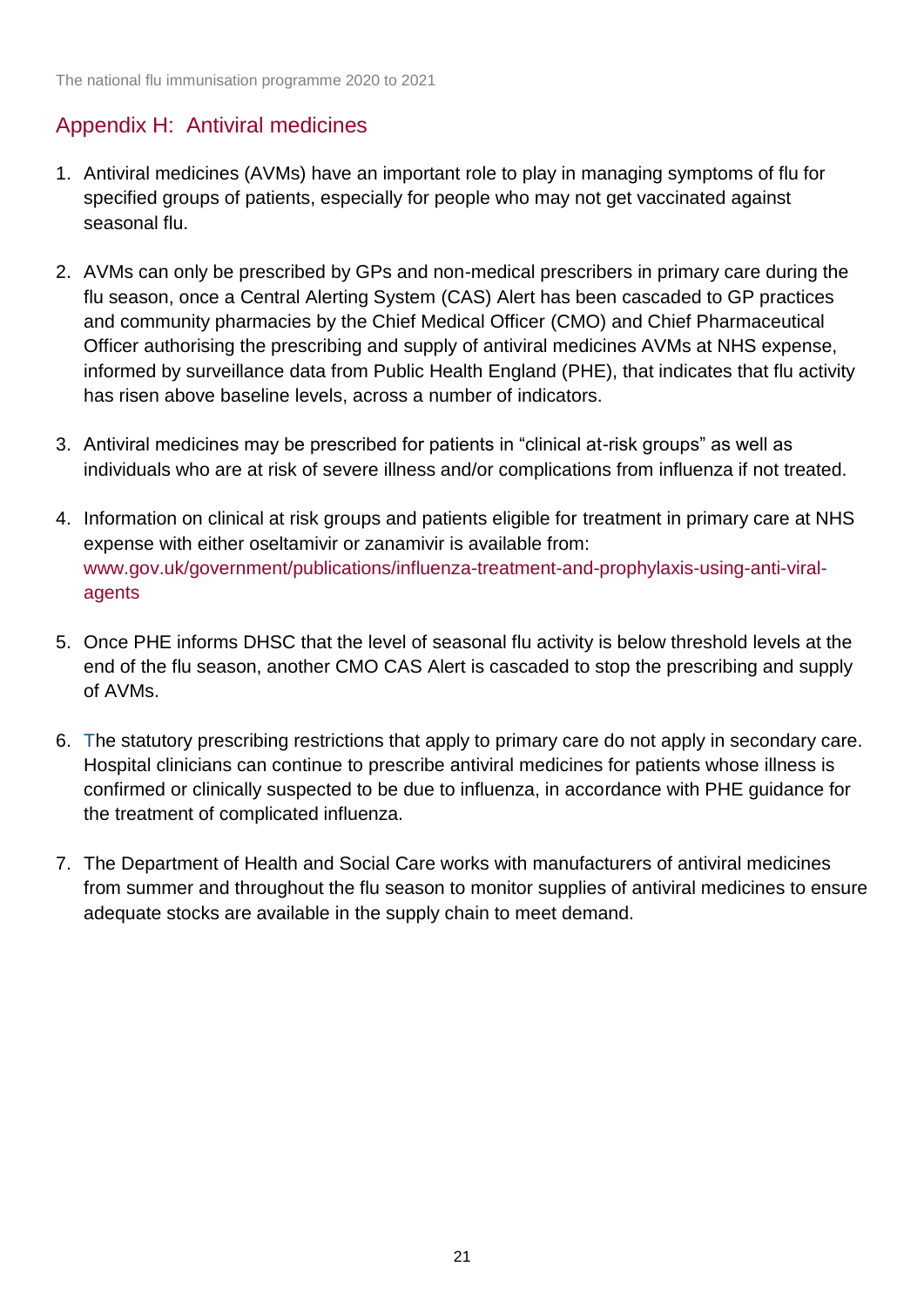## Appendix H: Antiviral medicines

1. Antiviral medicines (AVMs) have an important role to play in managing symptoms of flu for specified groups of patients, especially for people who may not get vaccinated against seasonal flu.

2. AVMs can only be prescribed by GPs and non-medical prescribers in primary care during the flu season, once a Central Alerting System (CAS) Alert has been cascaded to GP practices and community pharmacies by the Chief Medical Officer (CMO) and Chief Pharmaceutical Officer authorising the prescribing and supply of antiviral medicines AVMs at NHS expense, informed by surveillance data from Public Health England (PHE), that indicates that flu activity has risen above baseline levels, across a number of indicators.

3. Antiviral medicines may be prescribed for patients in "clinical at-risk groups" as well as individuals who are at risk of severe illness and/or complications from influenza if not treated.

4. Information on clinical at risk groups and patients eligible for treatment in primary care at NHS expense with either oseltamivir or zanamivir is available from: www.gov.uk/government/publications/influenza-treatment-and-prophylaxis-using-anti-viral-agents

5. Once PHE informs DHSC that the level of seasonal flu activity is below threshold levels at the end of the flu season, another CMO CAS Alert is cascaded to stop the prescribing and supply of AVMs.

6. The statutory prescribing restrictions that apply to primary care do not apply in secondary care. Hospital clinicians can continue to prescribe antiviral medicines for patients whose illness is confirmed or clinically suspected to be due to influenza, in accordance with PHE guidance for the treatment of complicated influenza.

7. The Department of Health and Social Care works with manufacturers of antiviral medicines from summer and throughout the flu season to monitor supplies of antiviral medicines to ensure adequate stocks are available in the supply chain to meet demand.